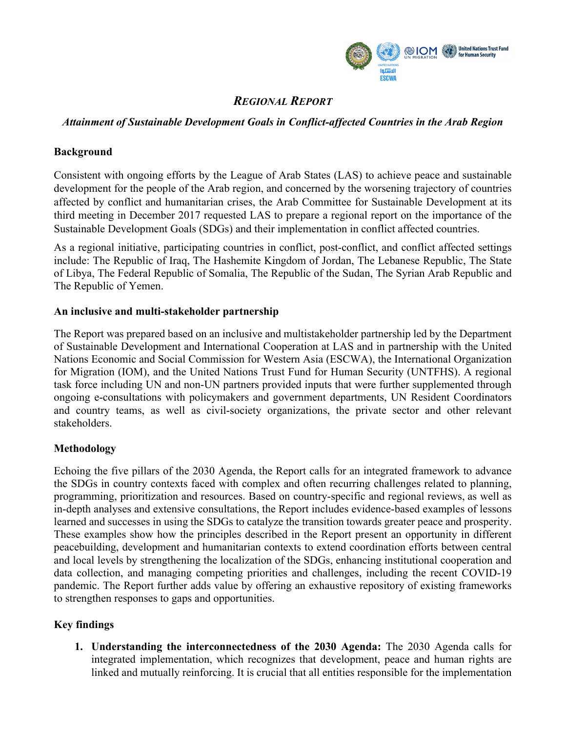# *Regional Report*

## *Attainment of Sustainable Development Goals in Conflict-affected Countries in the Arab Region*

### Background

Consistent with ongoing efforts by the League of Arab States (LAS) to achieve peace and sustainable development for the people of the Arab region, and concerned by the worsening trajectory of countries affected by conflict and humanitarian crises, the Arab Committee for Sustainable Development at its third meeting in December 2017 requested LAS to prepare a regional report on the importance of the Sustainable Development Goals (SDGs) and their implementation in conflict affected countries.

As a regional initiative, participating countries in conflict, post-conflict, and conflict affected settings include: The Republic of Iraq, The Hashemite Kingdom of Jordan, The Lebanese Republic, The State of Libya, The Federal Republic of Somalia, The Republic of the Sudan, The Syrian Arab Republic and The Republic of Yemen.

### An inclusive and multi-stakeholder partnership

The Report was prepared based on an inclusive and multistakeholder partnership led by the Department of Sustainable Development and International Cooperation at LAS and in partnership with the United Nations Economic and Social Commission for Western Asia (ESCWA), the International Organization for Migration (IOM), and the United Nations Trust Fund for Human Security (UNTFHS). A regional task force including UN and non-UN partners provided inputs that were further supplemented through ongoing e-consultations with policymakers and government departments, UN Resident Coordinators and country teams, as well as civil-society organizations, the private sector and other relevant stakeholders.

### Methodology

Echoing the five pillars of the 2030 Agenda, the Report calls for an integrated framework to advance the SDGs in country contexts faced with complex and often recurring challenges related to planning, programming, prioritization and resources. Based on country-specific and regional reviews, as well as in-depth analyses and extensive consultations, the Report includes evidence-based examples of lessons learned and successes in using the SDGs to catalyze the transition towards greater peace and prosperity. These examples show how the principles described in the Report present an opportunity in different peacebuilding, development and humanitarian contexts to extend coordination efforts between central and local levels by strengthening the localization of the SDGs, enhancing institutional cooperation and data collection, and managing competing priorities and challenges, including the recent COVID-19 pandemic. The Report further adds value by offering an exhaustive repository of existing frameworks to strengthen responses to gaps and opportunities.

### Key findings

1. **Understanding the interconnectedness of the 2030 Agenda:** The 2030 Agenda calls for integrated implementation, which recognizes that development, peace and human rights are linked and mutually reinforcing. It is crucial that all entities responsible for the implementation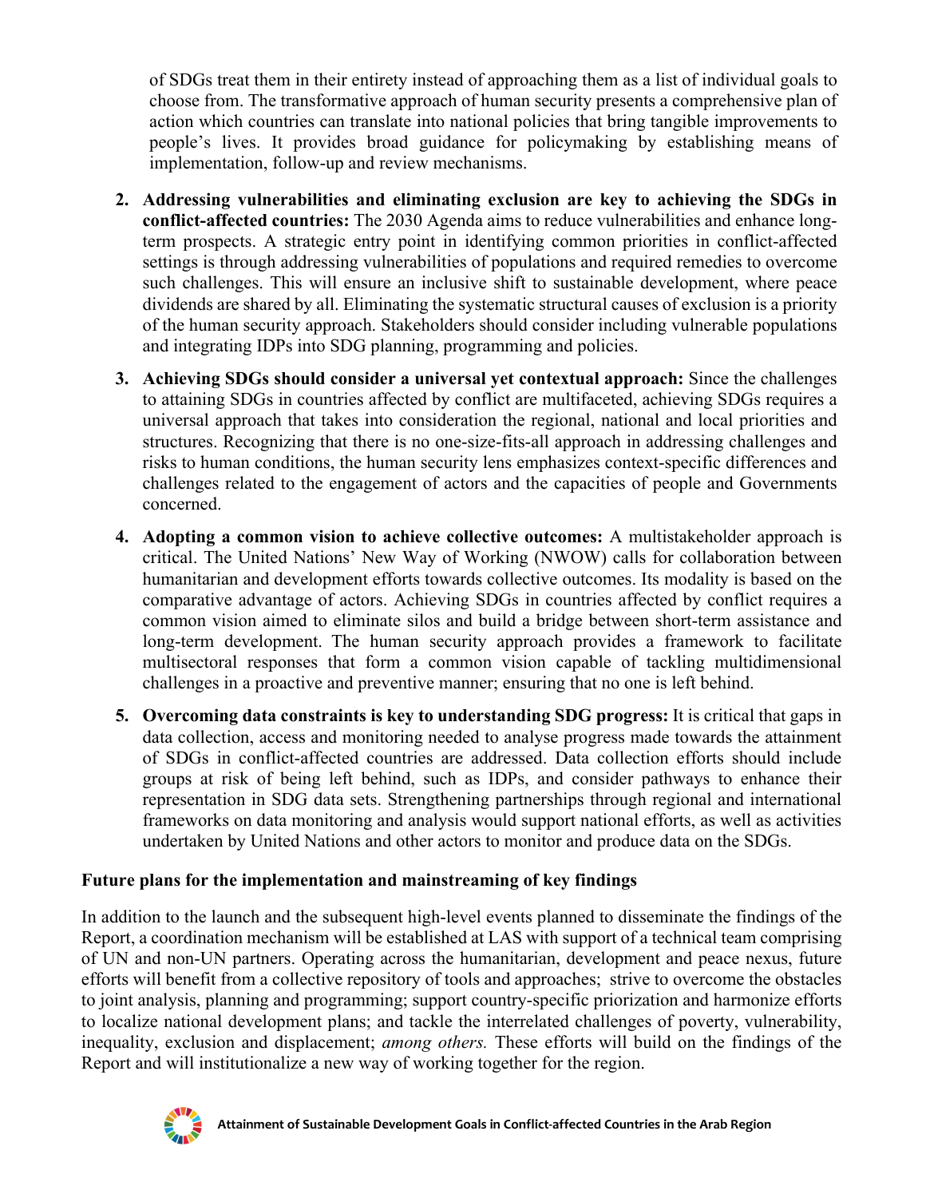of SDGs treat them in their entirety instead of approaching them as a list of individual goals to choose from. The transformative approach of human security presents a comprehensive plan of action which countries can translate into national policies that bring tangible improvements to people's lives. It provides broad guidance for policymaking by establishing means of implementation, follow-up and review mechanisms.

2. **Addressing vulnerabilities and eliminating exclusion are key to achieving the SDGs in conflict-affected countries:** The 2030 Agenda aims to reduce vulnerabilities and enhance long-term prospects. A strategic entry point in identifying common priorities in conflict-affected settings is through addressing vulnerabilities of populations and required remedies to overcome such challenges. This will ensure an inclusive shift to sustainable development, where peace dividends are shared by all. Eliminating the systematic structural causes of exclusion is a priority of the human security approach. Stakeholders should consider including vulnerable populations and integrating IDPs into SDG planning, programming and policies.

3. **Achieving SDGs should consider a universal yet contextual approach:** Since the challenges to attaining SDGs in countries affected by conflict are multifaceted, achieving SDGs requires a universal approach that takes into consideration the regional, national and local priorities and structures. Recognizing that there is no one-size-fits-all approach in addressing challenges and risks to human conditions, the human security lens emphasizes context-specific differences and challenges related to the engagement of actors and the capacities of people and Governments concerned.

4. **Adopting a common vision to achieve collective outcomes:** A multistakeholder approach is critical. The United Nations' New Way of Working (NWOW) calls for collaboration between humanitarian and development efforts towards collective outcomes. Its modality is based on the comparative advantage of actors. Achieving SDGs in countries affected by conflict requires a common vision aimed to eliminate silos and build a bridge between short-term assistance and long-term development. The human security approach provides a framework to facilitate multisectoral responses that form a common vision capable of tackling multidimensional challenges in a proactive and preventive manner; ensuring that no one is left behind.

5. **Overcoming data constraints is key to understanding SDG progress:** It is critical that gaps in data collection, access and monitoring needed to analyse progress made towards the attainment of SDGs in conflict-affected countries are addressed. Data collection efforts should include groups at risk of being left behind, such as IDPs, and consider pathways to enhance their representation in SDG data sets. Strengthening partnerships through regional and international frameworks on data monitoring and analysis would support national efforts, as well as activities undertaken by United Nations and other actors to monitor and produce data on the SDGs.

**Future plans for the implementation and mainstreaming of key findings**

In addition to the launch and the subsequent high-level events planned to disseminate the findings of the Report, a coordination mechanism will be established at LAS with support of a technical team comprising of UN and non-UN partners. Operating across the humanitarian, development and peace nexus, future efforts will benefit from a collective repository of tools and approaches; strive to overcome the obstacles to joint analysis, planning and programming; support country-specific priorization and harmonize efforts to localize national development plans; and tackle the interrelated challenges of poverty, vulnerability, inequality, exclusion and displacement; *among others.* These efforts will build on the findings of the Report and will institutionalize a new way of working together for the region.